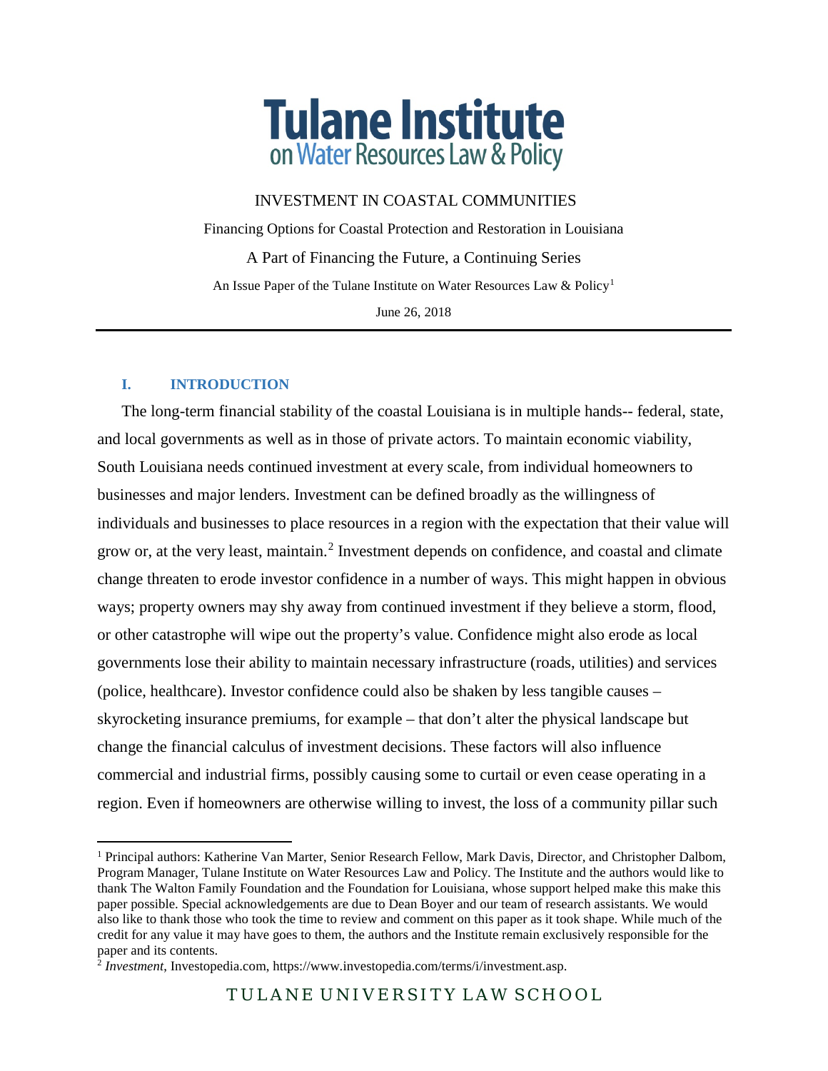# Tulane Institute on Water Resources Law & Policy

INVESTMENT IN COASTAL COMMUNITIES

Financing Options for Coastal Protection and Restoration in Louisiana

A Part of Financing the Future, a Continuing Series

An Issue Paper of the Tulane Institute on Water Resources Law & Policy[1]

June 26, 2018

---

## I. INTRODUCTION

The long-term financial stability of the coastal Louisiana is in multiple hands-- federal, state, and local governments as well as in those of private actors. To maintain economic viability, South Louisiana needs continued investment at every scale, from individual homeowners to businesses and major lenders. Investment can be defined broadly as the willingness of individuals and businesses to place resources in a region with the expectation that their value will grow or, at the very least, maintain.[2] Investment depends on confidence, and coastal and climate change threaten to erode investor confidence in a number of ways. This might happen in obvious ways; property owners may shy away from continued investment if they believe a storm, flood, or other catastrophe will wipe out the property's value. Confidence might also erode as local governments lose their ability to maintain necessary infrastructure (roads, utilities) and services (police, healthcare). Investor confidence could also be shaken by less tangible causes – skyrocketing insurance premiums, for example – that don't alter the physical landscape but change the financial calculus of investment decisions. These factors will also influence commercial and industrial firms, possibly causing some to curtail or even cease operating in a region. Even if homeowners are otherwise willing to invest, the loss of a community pillar such

---

[1] Principal authors: Katherine Van Marter, Senior Research Fellow, Mark Davis, Director, and Christopher Dalbom, Program Manager, Tulane Institute on Water Resources Law and Policy. The Institute and the authors would like to thank The Walton Family Foundation and the Foundation for Louisiana, whose support helped make this make this paper possible. Special acknowledgements are due to Dean Boyer and our team of research assistants. We would also like to thank those who took the time to review and comment on this paper as it took shape. While much of the credit for any value it may have goes to them, the authors and the Institute remain exclusively responsible for the paper and its contents.

[2] *Investment*, Investopedia.com, https://www.investopedia.com/terms/i/investment.asp.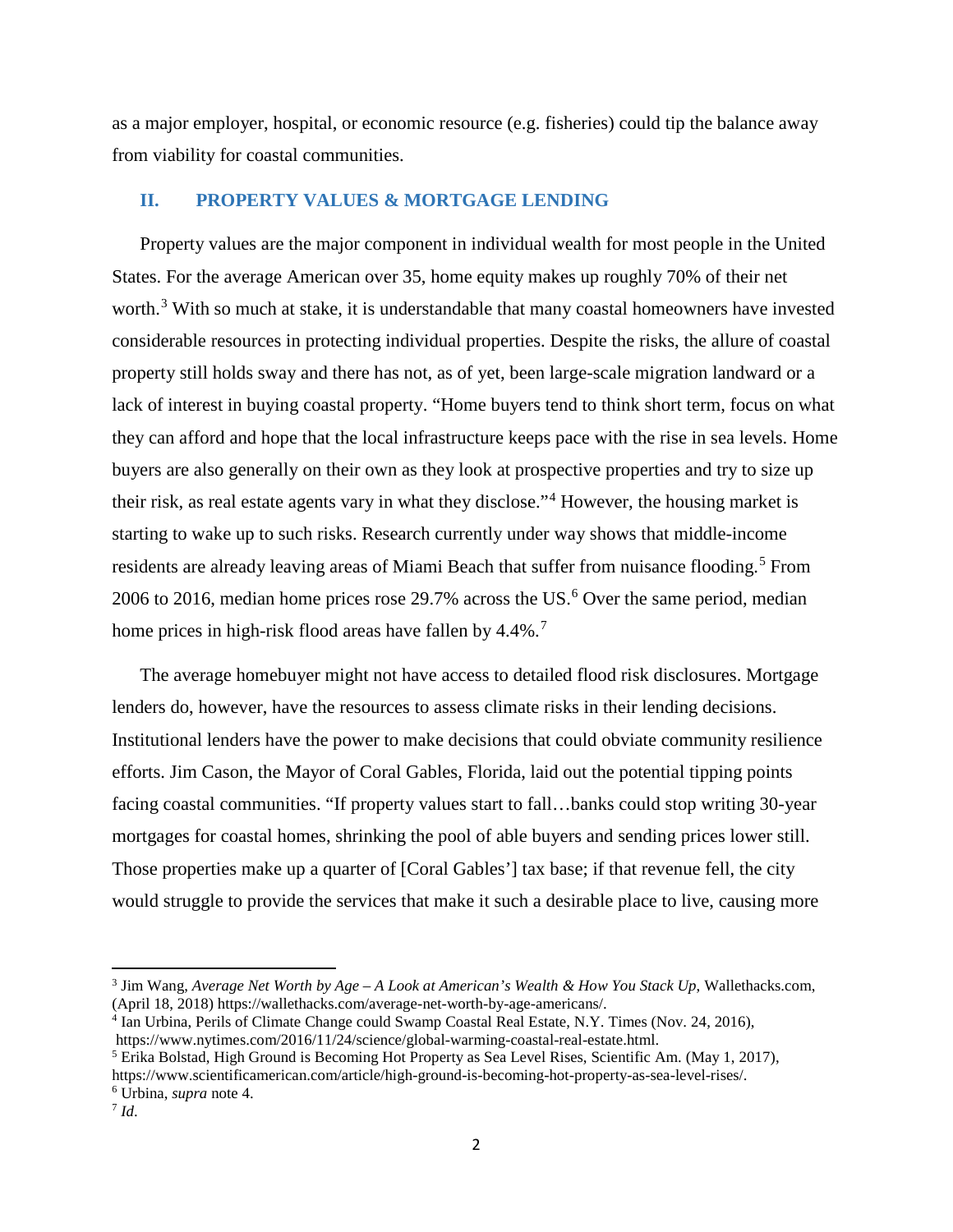as a major employer, hospital, or economic resource (e.g. fisheries) could tip the balance away from viability for coastal communities.

## II. PROPERTY VALUES & MORTGAGE LENDING

Property values are the major component in individual wealth for most people in the United States. For the average American over 35, home equity makes up roughly 70% of their net worth.[3] With so much at stake, it is understandable that many coastal homeowners have invested considerable resources in protecting individual properties. Despite the risks, the allure of coastal property still holds sway and there has not, as of yet, been large-scale migration landward or a lack of interest in buying coastal property. "Home buyers tend to think short term, focus on what they can afford and hope that the local infrastructure keeps pace with the rise in sea levels. Home buyers are also generally on their own as they look at prospective properties and try to size up their risk, as real estate agents vary in what they disclose."[4] However, the housing market is starting to wake up to such risks. Research currently under way shows that middle-income residents are already leaving areas of Miami Beach that suffer from nuisance flooding.[5] From 2006 to 2016, median home prices rose 29.7% across the US.[6] Over the same period, median home prices in high-risk flood areas have fallen by 4.4%.[7]

The average homebuyer might not have access to detailed flood risk disclosures. Mortgage lenders do, however, have the resources to assess climate risks in their lending decisions. Institutional lenders have the power to make decisions that could obviate community resilience efforts. Jim Cason, the Mayor of Coral Gables, Florida, laid out the potential tipping points facing coastal communities. "If property values start to fall…banks could stop writing 30-year mortgages for coastal homes, shrinking the pool of able buyers and sending prices lower still. Those properties make up a quarter of [Coral Gables'] tax base; if that revenue fell, the city would struggle to provide the services that make it such a desirable place to live, causing more

---

[3] Jim Wang, *Average Net Worth by Age – A Look at American's Wealth & How You Stack Up*, Wallethacks.com, (April 18, 2018) https://wallethacks.com/average-net-worth-by-age-americans/.

[4] Ian Urbina, Perils of Climate Change could Swamp Coastal Real Estate, N.Y. Times (Nov. 24, 2016), https://www.nytimes.com/2016/11/24/science/global-warming-coastal-real-estate.html.

[5] Erika Bolstad, High Ground is Becoming Hot Property as Sea Level Rises, Scientific Am. (May 1, 2017), https://www.scientificamerican.com/article/high-ground-is-becoming-hot-property-as-sea-level-rises/.

[6] Urbina, *supra* note 4.

[7] *Id*.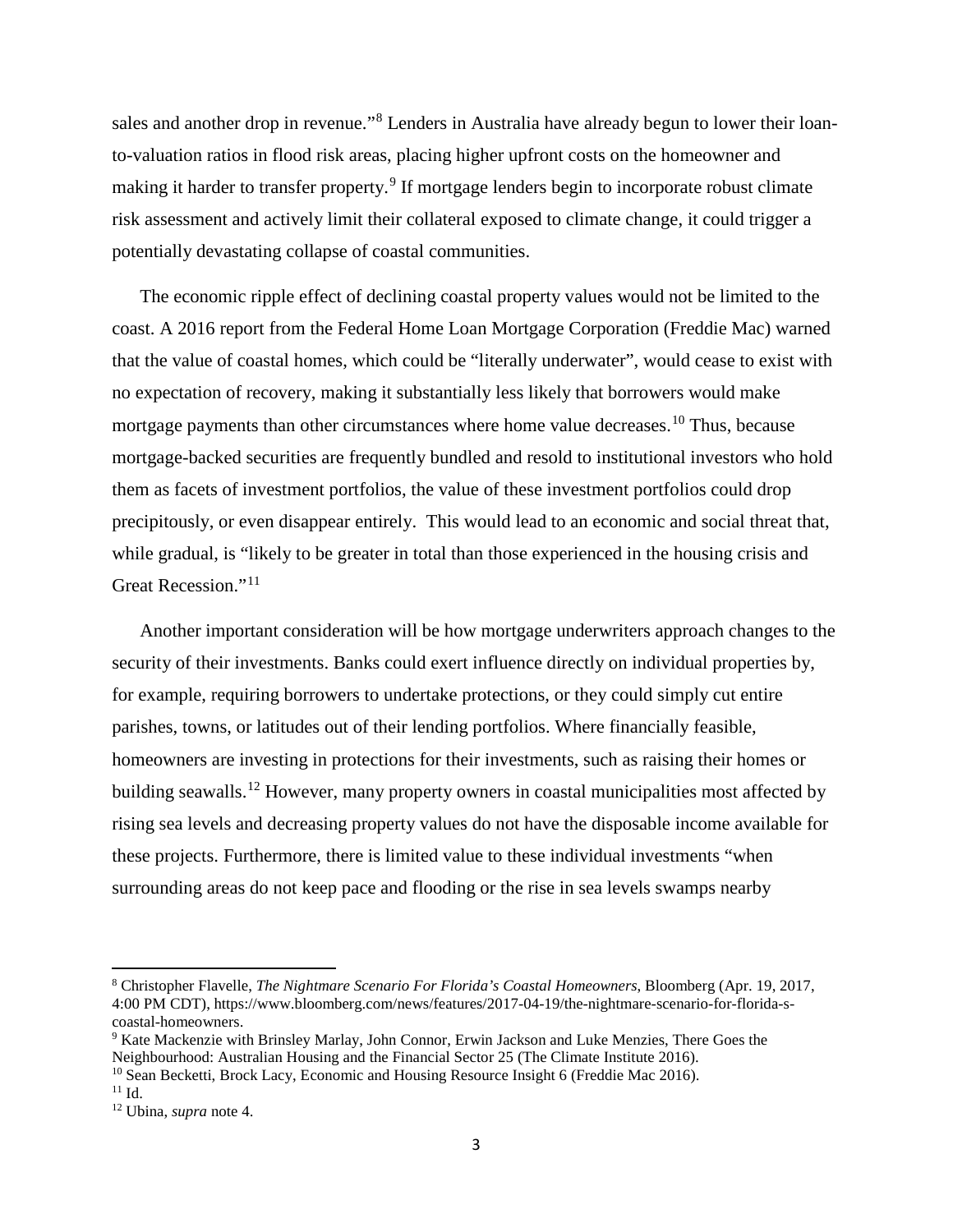sales and another drop in revenue."[8] Lenders in Australia have already begun to lower their loan-to-valuation ratios in flood risk areas, placing higher upfront costs on the homeowner and making it harder to transfer property.[9] If mortgage lenders begin to incorporate robust climate risk assessment and actively limit their collateral exposed to climate change, it could trigger a potentially devastating collapse of coastal communities.

The economic ripple effect of declining coastal property values would not be limited to the coast. A 2016 report from the Federal Home Loan Mortgage Corporation (Freddie Mac) warned that the value of coastal homes, which could be "literally underwater", would cease to exist with no expectation of recovery, making it substantially less likely that borrowers would make mortgage payments than other circumstances where home value decreases.[10] Thus, because mortgage-backed securities are frequently bundled and resold to institutional investors who hold them as facets of investment portfolios, the value of these investment portfolios could drop precipitously, or even disappear entirely. This would lead to an economic and social threat that, while gradual, is "likely to be greater in total than those experienced in the housing crisis and Great Recession."[11]

Another important consideration will be how mortgage underwriters approach changes to the security of their investments. Banks could exert influence directly on individual properties by, for example, requiring borrowers to undertake protections, or they could simply cut entire parishes, towns, or latitudes out of their lending portfolios. Where financially feasible, homeowners are investing in protections for their investments, such as raising their homes or building seawalls.[12] However, many property owners in coastal municipalities most affected by rising sea levels and decreasing property values do not have the disposable income available for these projects. Furthermore, there is limited value to these individual investments "when surrounding areas do not keep pace and flooding or the rise in sea levels swamps nearby

---

[8] Christopher Flavelle, *The Nightmare Scenario For Florida's Coastal Homeowners*, Bloomberg (Apr. 19, 2017, 4:00 PM CDT), https://www.bloomberg.com/news/features/2017-04-19/the-nightmare-scenario-for-florida-s-coastal-homeowners.

[9] Kate Mackenzie with Brinsley Marlay, John Connor, Erwin Jackson and Luke Menzies, There Goes the Neighbourhood: Australian Housing and the Financial Sector 25 (The Climate Institute 2016).

[10] Sean Becketti, Brock Lacy, Economic and Housing Resource Insight 6 (Freddie Mac 2016).

[11] Id.

[12] Ubina, *supra* note 4.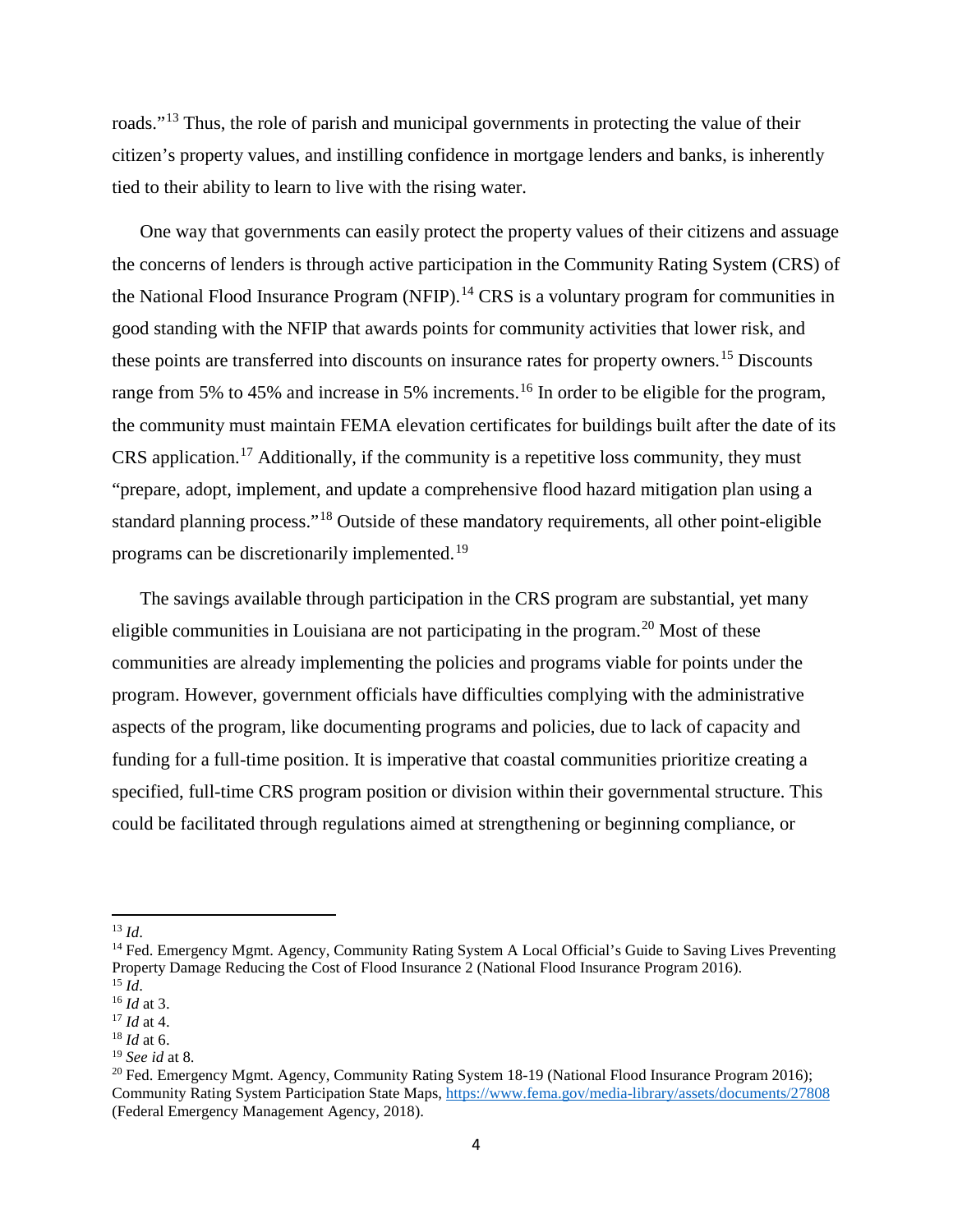roads."[13] Thus, the role of parish and municipal governments in protecting the value of their citizen's property values, and instilling confidence in mortgage lenders and banks, is inherently tied to their ability to learn to live with the rising water.

One way that governments can easily protect the property values of their citizens and assuage the concerns of lenders is through active participation in the Community Rating System (CRS) of the National Flood Insurance Program (NFIP).[14] CRS is a voluntary program for communities in good standing with the NFIP that awards points for community activities that lower risk, and these points are transferred into discounts on insurance rates for property owners.[15] Discounts range from 5% to 45% and increase in 5% increments.[16] In order to be eligible for the program, the community must maintain FEMA elevation certificates for buildings built after the date of its CRS application.[17] Additionally, if the community is a repetitive loss community, they must "prepare, adopt, implement, and update a comprehensive flood hazard mitigation plan using a standard planning process."[18] Outside of these mandatory requirements, all other point-eligible programs can be discretionarily implemented.[19]

The savings available through participation in the CRS program are substantial, yet many eligible communities in Louisiana are not participating in the program.[20] Most of these communities are already implementing the policies and programs viable for points under the program. However, government officials have difficulties complying with the administrative aspects of the program, like documenting programs and policies, due to lack of capacity and funding for a full-time position. It is imperative that coastal communities prioritize creating a specified, full-time CRS program position or division within their governmental structure. This could be facilitated through regulations aimed at strengthening or beginning compliance, or

---

[13] *Id*.

[14] Fed. Emergency Mgmt. Agency, Community Rating System A Local Official's Guide to Saving Lives Preventing Property Damage Reducing the Cost of Flood Insurance 2 (National Flood Insurance Program 2016).

[15] *Id*.

[16] *Id* at 3.

[17] *Id* at 4.

[18] *Id* at 6.

[19] *See id* at 8.

[20] Fed. Emergency Mgmt. Agency, Community Rating System 18-19 (National Flood Insurance Program 2016); Community Rating System Participation State Maps, https://www.fema.gov/media-library/assets/documents/27808 (Federal Emergency Management Agency, 2018).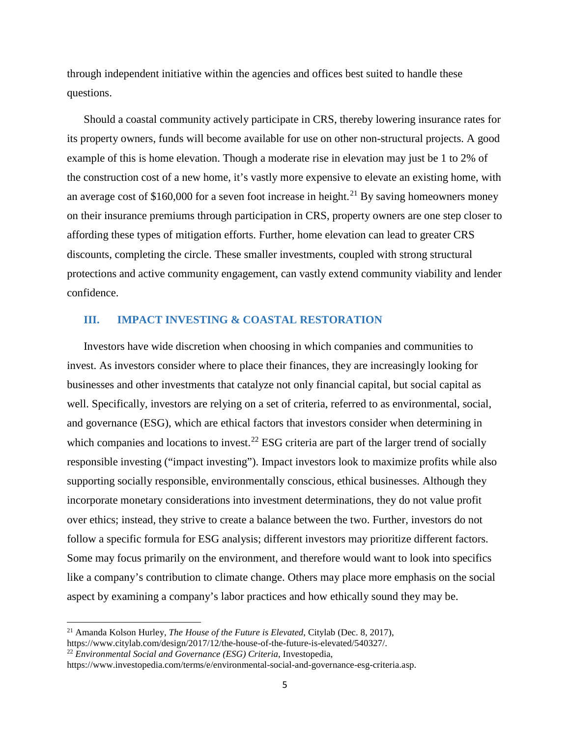through independent initiative within the agencies and offices best suited to handle these questions.

Should a coastal community actively participate in CRS, thereby lowering insurance rates for its property owners, funds will become available for use on other non-structural projects. A good example of this is home elevation. Though a moderate rise in elevation may just be 1 to 2% of the construction cost of a new home, it's vastly more expensive to elevate an existing home, with an average cost of $160,000 for a seven foot increase in height.[21] By saving homeowners money on their insurance premiums through participation in CRS, property owners are one step closer to affording these types of mitigation efforts. Further, home elevation can lead to greater CRS discounts, completing the circle. These smaller investments, coupled with strong structural protections and active community engagement, can vastly extend community viability and lender confidence.

## III. IMPACT INVESTING & COASTAL RESTORATION

Investors have wide discretion when choosing in which companies and communities to invest. As investors consider where to place their finances, they are increasingly looking for businesses and other investments that catalyze not only financial capital, but social capital as well. Specifically, investors are relying on a set of criteria, referred to as environmental, social, and governance (ESG), which are ethical factors that investors consider when determining in which companies and locations to invest.[22] ESG criteria are part of the larger trend of socially responsible investing ("impact investing"). Impact investors look to maximize profits while also supporting socially responsible, environmentally conscious, ethical businesses. Although they incorporate monetary considerations into investment determinations, they do not value profit over ethics; instead, they strive to create a balance between the two. Further, investors do not follow a specific formula for ESG analysis; different investors may prioritize different factors. Some may focus primarily on the environment, and therefore would want to look into specifics like a company's contribution to climate change. Others may place more emphasis on the social aspect by examining a company's labor practices and how ethically sound they may be.

---

[21] Amanda Kolson Hurley, *The House of the Future is Elevated*, Citylab (Dec. 8, 2017), https://www.citylab.com/design/2017/12/the-house-of-the-future-is-elevated/540327/.

[22] *Environmental Social and Governance (ESG) Criteria*, Investopedia, https://www.investopedia.com/terms/e/environmental-social-and-governance-esg-criteria.asp.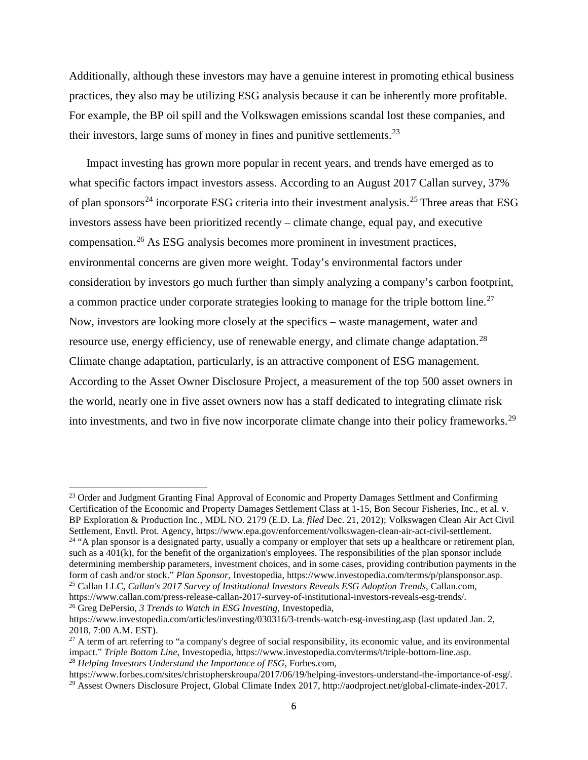Additionally, although these investors may have a genuine interest in promoting ethical business practices, they also may be utilizing ESG analysis because it can be inherently more profitable. For example, the BP oil spill and the Volkswagen emissions scandal lost these companies, and their investors, large sums of money in fines and punitive settlements.[23]

Impact investing has grown more popular in recent years, and trends have emerged as to what specific factors impact investors assess. According to an August 2017 Callan survey, 37% of plan sponsors[24] incorporate ESG criteria into their investment analysis.[25] Three areas that ESG investors assess have been prioritized recently – climate change, equal pay, and executive compensation.[26] As ESG analysis becomes more prominent in investment practices, environmental concerns are given more weight. Today's environmental factors under consideration by investors go much further than simply analyzing a company's carbon footprint, a common practice under corporate strategies looking to manage for the triple bottom line.[27] Now, investors are looking more closely at the specifics – waste management, water and resource use, energy efficiency, use of renewable energy, and climate change adaptation.[28] Climate change adaptation, particularly, is an attractive component of ESG management. According to the Asset Owner Disclosure Project, a measurement of the top 500 asset owners in the world, nearly one in five asset owners now has a staff dedicated to integrating climate risk into investments, and two in five now incorporate climate change into their policy frameworks.[29]

---

[23] Order and Judgment Granting Final Approval of Economic and Property Damages Settlment and Confirming Certification of the Economic and Property Damages Settlement Class at 1-15, Bon Secour Fisheries, Inc., et al. v. BP Exploration & Production Inc., MDL NO. 2179 (E.D. La. *filed* Dec. 21, 2012); Volkswagen Clean Air Act Civil Settlement, Envtl. Prot. Agency, https://www.epa.gov/enforcement/volkswagen-clean-air-act-civil-settlement.

[24] "A plan sponsor is a designated party, usually a company or employer that sets up a healthcare or retirement plan, such as a 401(k), for the benefit of the organization's employees. The responsibilities of the plan sponsor include determining membership parameters, investment choices, and in some cases, providing contribution payments in the form of cash and/or stock." *Plan Sponsor*, Investopedia, https://www.investopedia.com/terms/p/plansponsor.asp.

[25] Callan LLC, *Callan's 2017 Survey of Institutional Investors Reveals ESG Adoption Trends*, Callan.com, https://www.callan.com/press-release-callan-2017-survey-of-institutional-investors-reveals-esg-trends/.

[26] Greg DePersio, *3 Trends to Watch in ESG Investing*, Investopedia, https://www.investopedia.com/articles/investing/030316/3-trends-watch-esg-investing.asp (last updated Jan. 2, 2018, 7:00 A.M. EST).

[27] A term of art referring to "a company's degree of social responsibility, its economic value, and its environmental impact." *Triple Bottom Line*, Investopedia, https://www.investopedia.com/terms/t/triple-bottom-line.asp.

[28] *Helping Investors Understand the Importance of ESG*, Forbes.com, https://www.forbes.com/sites/christopherskroupa/2017/06/19/helping-investors-understand-the-importance-of-esg/.

[29] Assest Owners Disclosure Project, Global Climate Index 2017, http://aodproject.net/global-climate-index-2017.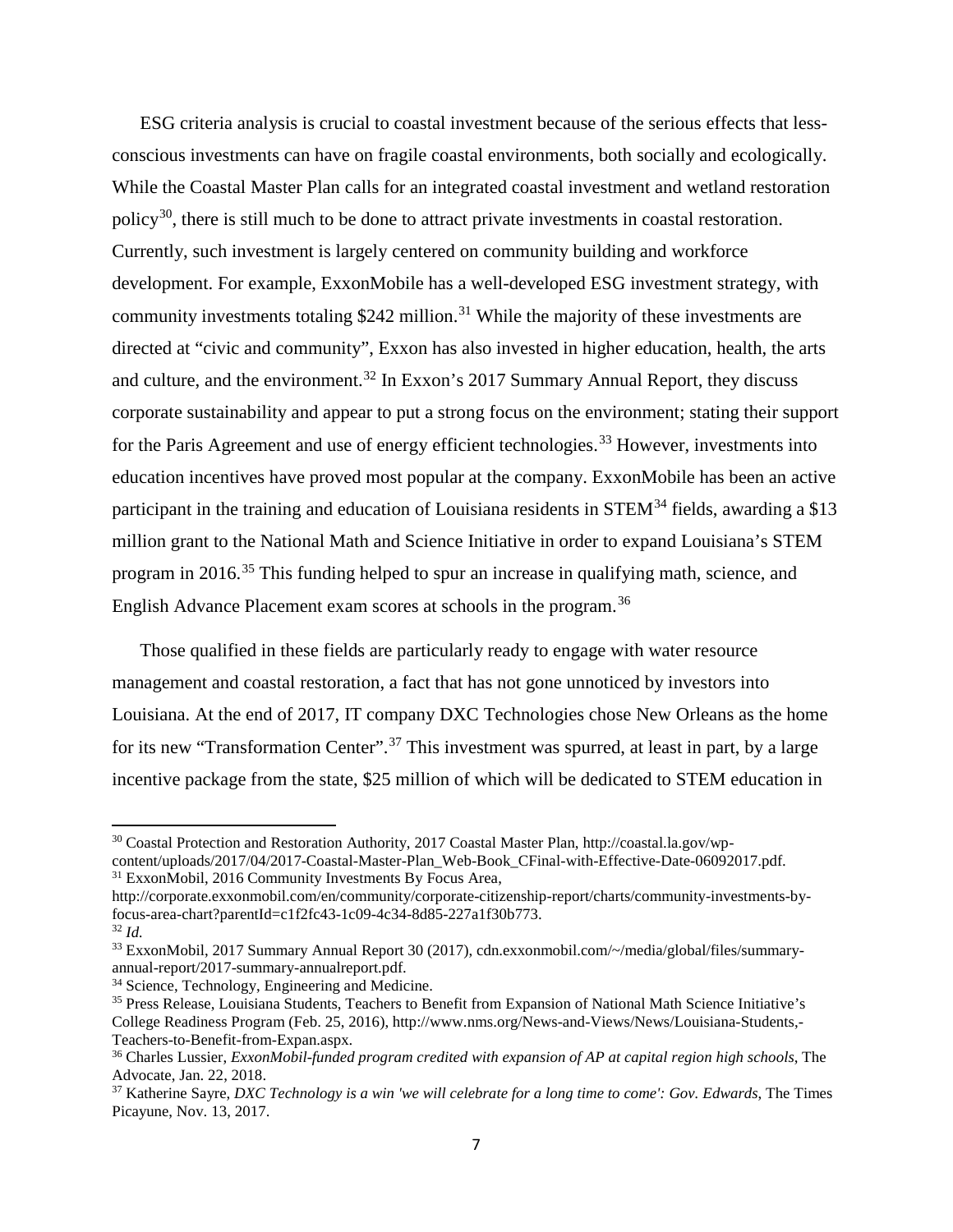ESG criteria analysis is crucial to coastal investment because of the serious effects that less-conscious investments can have on fragile coastal environments, both socially and ecologically. While the Coastal Master Plan calls for an integrated coastal investment and wetland restoration policy[30], there is still much to be done to attract private investments in coastal restoration. Currently, such investment is largely centered on community building and workforce development. For example, ExxonMobile has a well-developed ESG investment strategy, with community investments totaling $242 million.[31] While the majority of these investments are directed at "civic and community", Exxon has also invested in higher education, health, the arts and culture, and the environment.[32] In Exxon's 2017 Summary Annual Report, they discuss corporate sustainability and appear to put a strong focus on the environment; stating their support for the Paris Agreement and use of energy efficient technologies.[33] However, investments into education incentives have proved most popular at the company. ExxonMobile has been an active participant in the training and education of Louisiana residents in STEM[34] fields, awarding a $13 million grant to the National Math and Science Initiative in order to expand Louisiana's STEM program in 2016.[35] This funding helped to spur an increase in qualifying math, science, and English Advance Placement exam scores at schools in the program.[36]

Those qualified in these fields are particularly ready to engage with water resource management and coastal restoration, a fact that has not gone unnoticed by investors into Louisiana. At the end of 2017, IT company DXC Technologies chose New Orleans as the home for its new "Transformation Center".[37] This investment was spurred, at least in part, by a large incentive package from the state, $25 million of which will be dedicated to STEM education in

---

[30] Coastal Protection and Restoration Authority, 2017 Coastal Master Plan, http://coastal.la.gov/wp-content/uploads/2017/04/2017-Coastal-Master-Plan_Web-Book_CFinal-with-Effective-Date-06092017.pdf.

[31] ExxonMobil, 2016 Community Investments By Focus Area, http://corporate.exxonmobil.com/en/community/corporate-citizenship-report/charts/community-investments-by-focus-area-chart?parentId=c1f2fc43-1c09-4c34-8d85-227a1f30b773.

[32] *Id.*

[33] ExxonMobil, 2017 Summary Annual Report 30 (2017), cdn.exxonmobil.com/~/media/global/files/summary-annual-report/2017-summary-annualreport.pdf.

[34] Science, Technology, Engineering and Medicine.

[35] Press Release, Louisiana Students, Teachers to Benefit from Expansion of National Math Science Initiative's College Readiness Program (Feb. 25, 2016), http://www.nms.org/News-and-Views/News/Louisiana-Students,-Teachers-to-Benefit-from-Expan.aspx.

[36] Charles Lussier, *ExxonMobil-funded program credited with expansion of AP at capital region high schools*, The Advocate, Jan. 22, 2018.

[37] Katherine Sayre, *DXC Technology is a win 'we will celebrate for a long time to come': Gov. Edwards*, The Times Picayune, Nov. 13, 2017.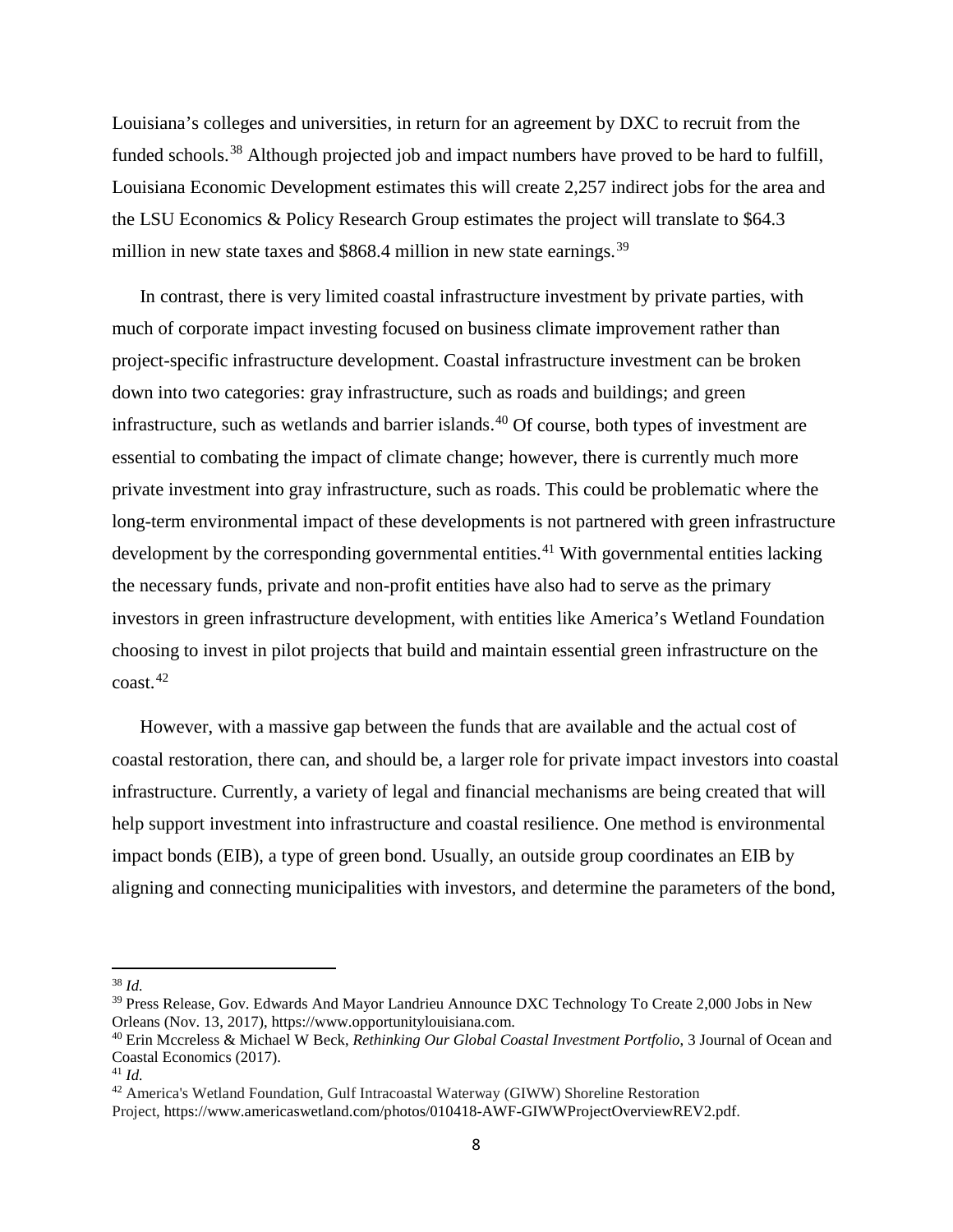Louisiana's colleges and universities, in return for an agreement by DXC to recruit from the funded schools.[38] Although projected job and impact numbers have proved to be hard to fulfill, Louisiana Economic Development estimates this will create 2,257 indirect jobs for the area and the LSU Economics & Policy Research Group estimates the project will translate to $64.3 million in new state taxes and $868.4 million in new state earnings.[39]

In contrast, there is very limited coastal infrastructure investment by private parties, with much of corporate impact investing focused on business climate improvement rather than project-specific infrastructure development. Coastal infrastructure investment can be broken down into two categories: gray infrastructure, such as roads and buildings; and green infrastructure, such as wetlands and barrier islands.[40] Of course, both types of investment are essential to combating the impact of climate change; however, there is currently much more private investment into gray infrastructure, such as roads. This could be problematic where the long-term environmental impact of these developments is not partnered with green infrastructure development by the corresponding governmental entities.[41] With governmental entities lacking the necessary funds, private and non-profit entities have also had to serve as the primary investors in green infrastructure development, with entities like America's Wetland Foundation choosing to invest in pilot projects that build and maintain essential green infrastructure on the coast.[42]

However, with a massive gap between the funds that are available and the actual cost of coastal restoration, there can, and should be, a larger role for private impact investors into coastal infrastructure. Currently, a variety of legal and financial mechanisms are being created that will help support investment into infrastructure and coastal resilience. One method is environmental impact bonds (EIB), a type of green bond. Usually, an outside group coordinates an EIB by aligning and connecting municipalities with investors, and determine the parameters of the bond,

---

[38] *Id.*

[39] Press Release, Gov. Edwards And Mayor Landrieu Announce DXC Technology To Create 2,000 Jobs in New Orleans (Nov. 13, 2017), https://www.opportunitylouisiana.com.

[40] Erin Mccreless & Michael W Beck, *Rethinking Our Global Coastal Investment Portfolio*, 3 Journal of Ocean and Coastal Economics (2017).

[41] *Id.*

[42] America's Wetland Foundation, Gulf Intracoastal Waterway (GIWW) Shoreline Restoration Project, https://www.americaswetland.com/photos/010418-AWF-GIWWProjectOverviewREV2.pdf.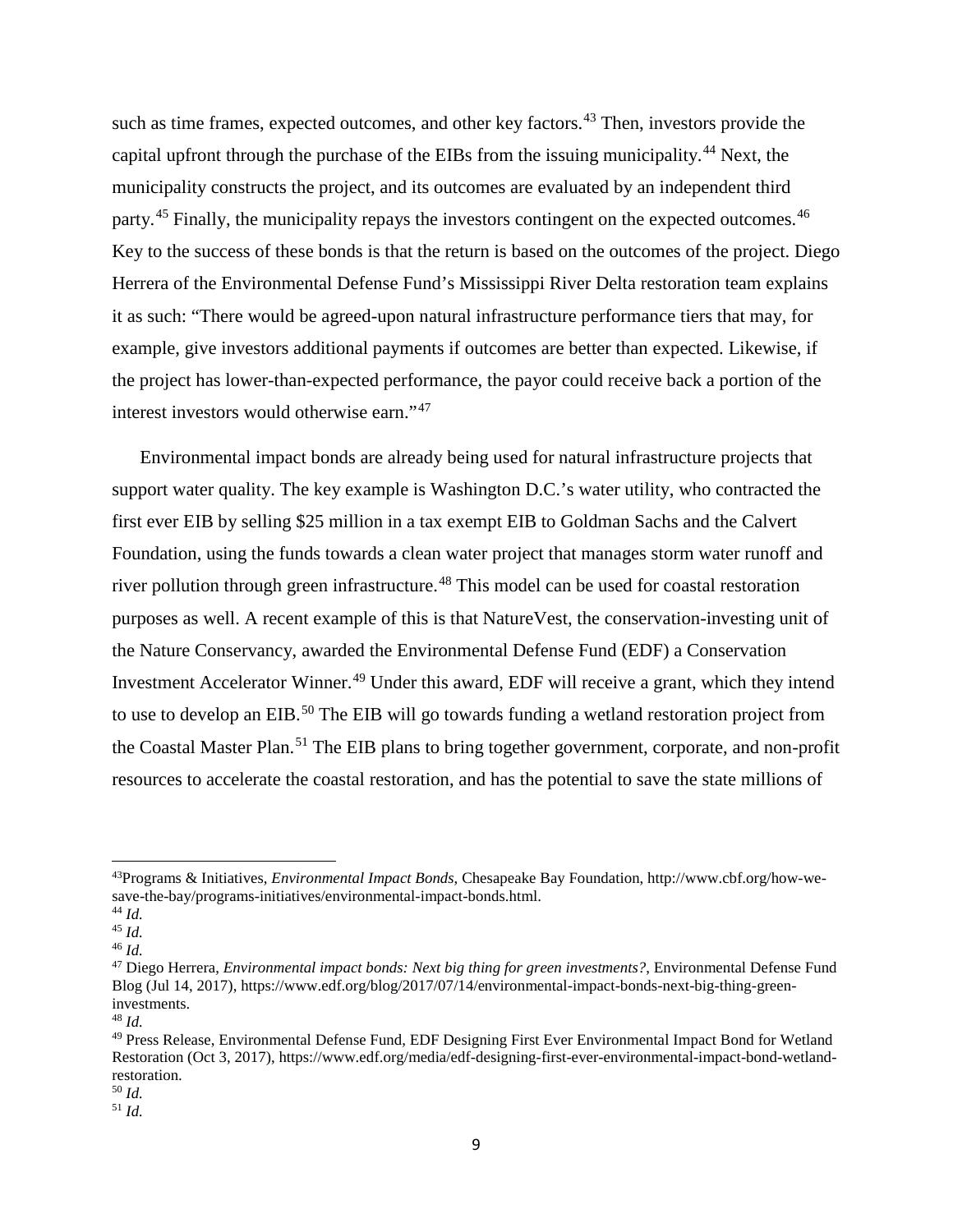such as time frames, expected outcomes, and other key factors.[43] Then, investors provide the capital upfront through the purchase of the EIBs from the issuing municipality.[44] Next, the municipality constructs the project, and its outcomes are evaluated by an independent third party.[45] Finally, the municipality repays the investors contingent on the expected outcomes.[46] Key to the success of these bonds is that the return is based on the outcomes of the project. Diego Herrera of the Environmental Defense Fund's Mississippi River Delta restoration team explains it as such: "There would be agreed-upon natural infrastructure performance tiers that may, for example, give investors additional payments if outcomes are better than expected. Likewise, if the project has lower-than-expected performance, the payor could receive back a portion of the interest investors would otherwise earn."[47]

Environmental impact bonds are already being used for natural infrastructure projects that support water quality. The key example is Washington D.C.'s water utility, who contracted the first ever EIB by selling $25 million in a tax exempt EIB to Goldman Sachs and the Calvert Foundation, using the funds towards a clean water project that manages storm water runoff and river pollution through green infrastructure.[48] This model can be used for coastal restoration purposes as well. A recent example of this is that NatureVest, the conservation-investing unit of the Nature Conservancy, awarded the Environmental Defense Fund (EDF) a Conservation Investment Accelerator Winner.[49] Under this award, EDF will receive a grant, which they intend to use to develop an EIB.[50] The EIB will go towards funding a wetland restoration project from the Coastal Master Plan.[51] The EIB plans to bring together government, corporate, and non-profit resources to accelerate the coastal restoration, and has the potential to save the state millions of

---

[43] Programs & Initiatives, *Environmental Impact Bonds*, Chesapeake Bay Foundation, http://www.cbf.org/how-we-save-the-bay/programs-initiatives/environmental-impact-bonds.html.
[44] *Id.*
[45] *Id.*
[46] *Id.*
[47] Diego Herrera, *Environmental impact bonds: Next big thing for green investments?*, Environmental Defense Fund Blog (Jul 14, 2017), https://www.edf.org/blog/2017/07/14/environmental-impact-bonds-next-big-thing-green-investments.
[48] *Id.*
[49] Press Release, Environmental Defense Fund, EDF Designing First Ever Environmental Impact Bond for Wetland Restoration (Oct 3, 2017), https://www.edf.org/media/edf-designing-first-ever-environmental-impact-bond-wetland-restoration.
[50] *Id.*
[51] *Id.*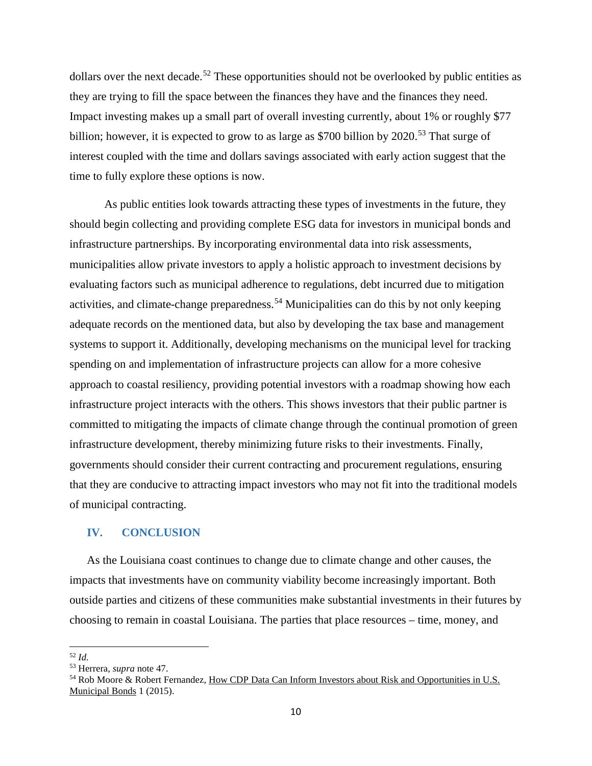dollars over the next decade.[52] These opportunities should not be overlooked by public entities as they are trying to fill the space between the finances they have and the finances they need. Impact investing makes up a small part of overall investing currently, about 1% or roughly $77 billion; however, it is expected to grow to as large as $700 billion by 2020.[53] That surge of interest coupled with the time and dollars savings associated with early action suggest that the time to fully explore these options is now.

As public entities look towards attracting these types of investments in the future, they should begin collecting and providing complete ESG data for investors in municipal bonds and infrastructure partnerships. By incorporating environmental data into risk assessments, municipalities allow private investors to apply a holistic approach to investment decisions by evaluating factors such as municipal adherence to regulations, debt incurred due to mitigation activities, and climate-change preparedness.[54] Municipalities can do this by not only keeping adequate records on the mentioned data, but also by developing the tax base and management systems to support it. Additionally, developing mechanisms on the municipal level for tracking spending on and implementation of infrastructure projects can allow for a more cohesive approach to coastal resiliency, providing potential investors with a roadmap showing how each infrastructure project interacts with the others. This shows investors that their public partner is committed to mitigating the impacts of climate change through the continual promotion of green infrastructure development, thereby minimizing future risks to their investments. Finally, governments should consider their current contracting and procurement regulations, ensuring that they are conducive to attracting impact investors who may not fit into the traditional models of municipal contracting.

## IV. CONCLUSION

As the Louisiana coast continues to change due to climate change and other causes, the impacts that investments have on community viability become increasingly important. Both outside parties and citizens of these communities make substantial investments in their futures by choosing to remain in coastal Louisiana. The parties that place resources – time, money, and

---

[52] *Id.*

[53] Herrera, *supra* note 47.

[54] Rob Moore & Robert Fernandez, How CDP Data Can Inform Investors about Risk and Opportunities in U.S. Municipal Bonds 1 (2015).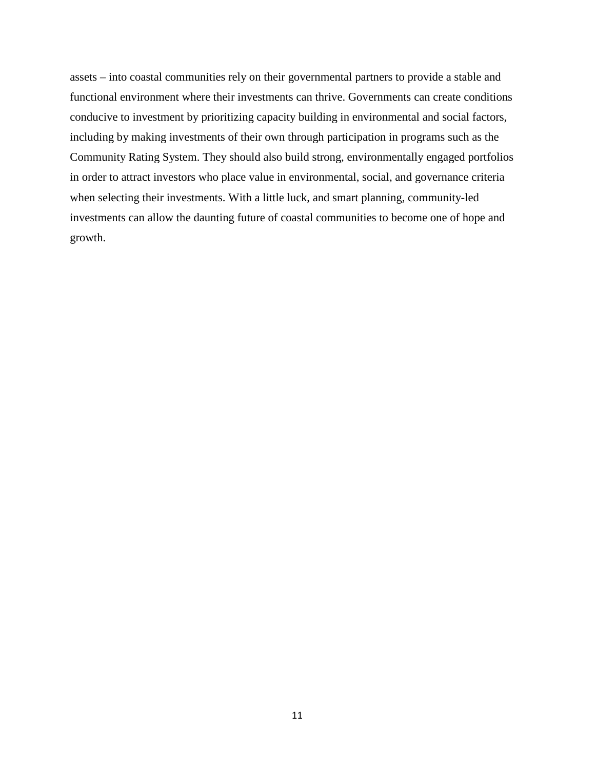assets – into coastal communities rely on their governmental partners to provide a stable and functional environment where their investments can thrive. Governments can create conditions conducive to investment by prioritizing capacity building in environmental and social factors, including by making investments of their own through participation in programs such as the Community Rating System. They should also build strong, environmentally engaged portfolios in order to attract investors who place value in environmental, social, and governance criteria when selecting their investments. With a little luck, and smart planning, community-led investments can allow the daunting future of coastal communities to become one of hope and growth.